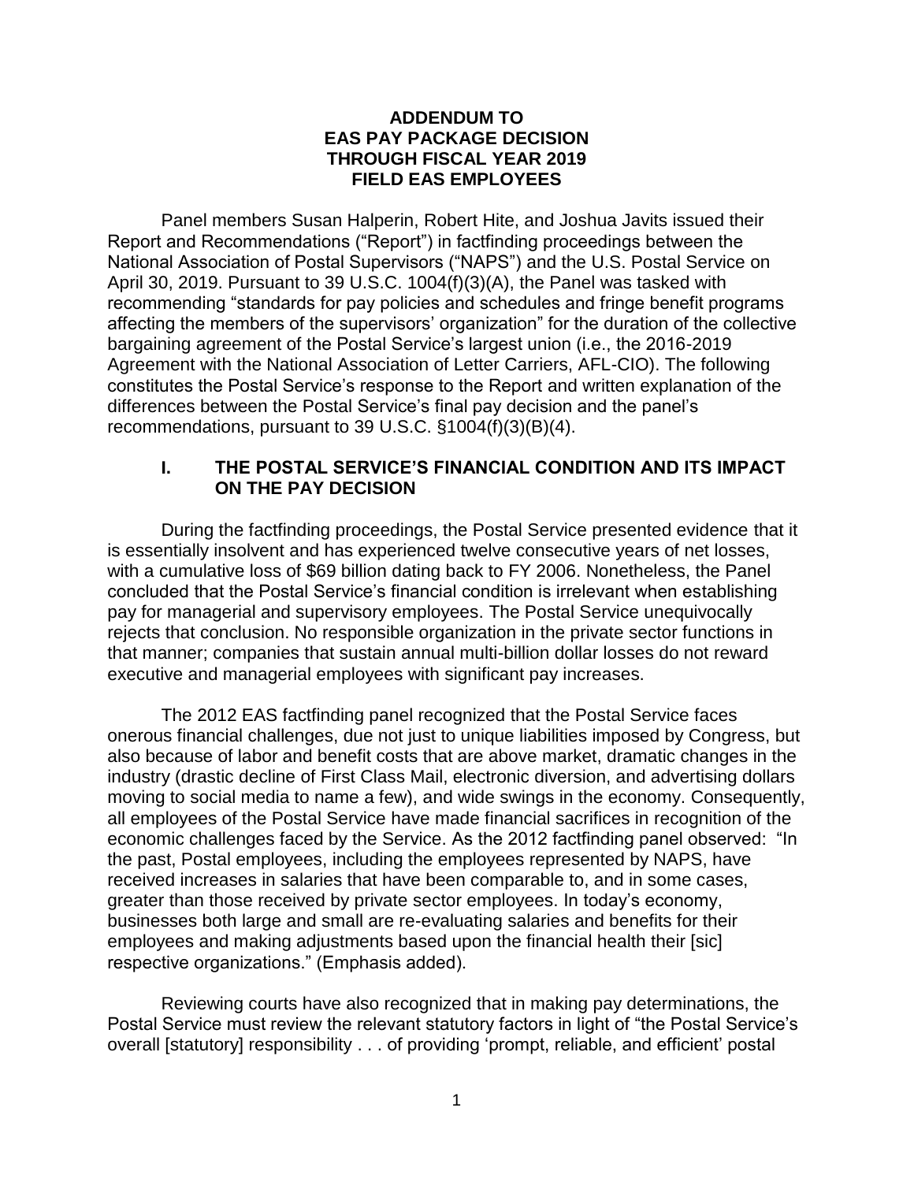# ADDENDUM TO EAS PAY PACKAGE DECISION THROUGH FISCAL YEAR 2019 FIELD EAS EMPLOYEES

Panel members Susan Halperin, Robert Hite, and Joshua Javits issued their Report and Recommendations ("Report") in factfinding proceedings between the National Association of Postal Supervisors ("NAPS") and the U.S. Postal Service on April 30, 2019. Pursuant to 39 U.S.C. 1004(f)(3)(A), the Panel was tasked with recommending "standards for pay policies and schedules and fringe benefit programs affecting the members of the supervisors' organization" for the duration of the collective bargaining agreement of the Postal Service's largest union (i.e., the 2016-2019 Agreement with the National Association of Letter Carriers, AFL-CIO). The following constitutes the Postal Service's response to the Report and written explanation of the differences between the Postal Service's final pay decision and the panel's recommendations, pursuant to 39 U.S.C. §1004(f)(3)(B)(4).

## I. THE POSTAL SERVICE'S FINANCIAL CONDITION AND ITS IMPACT ON THE PAY DECISION

During the factfinding proceedings, the Postal Service presented evidence that it is essentially insolvent and has experienced twelve consecutive years of net losses, with a cumulative loss of $69 billion dating back to FY 2006. Nonetheless, the Panel concluded that the Postal Service's financial condition is irrelevant when establishing pay for managerial and supervisory employees. The Postal Service unequivocally rejects that conclusion. No responsible organization in the private sector functions in that manner; companies that sustain annual multi-billion dollar losses do not reward executive and managerial employees with significant pay increases.

The 2012 EAS factfinding panel recognized that the Postal Service faces onerous financial challenges, due not just to unique liabilities imposed by Congress, but also because of labor and benefit costs that are above market, dramatic changes in the industry (drastic decline of First Class Mail, electronic diversion, and advertising dollars moving to social media to name a few), and wide swings in the economy. Consequently, all employees of the Postal Service have made financial sacrifices in recognition of the economic challenges faced by the Service. As the 2012 factfinding panel observed: "In the past, Postal employees, including the employees represented by NAPS, have received increases in salaries that have been comparable to, and in some cases, greater than those received by private sector employees. In today's economy, businesses both large and small are re-evaluating salaries and benefits for their employees and making adjustments based upon the financial health their [sic] respective organizations." (Emphasis added).

Reviewing courts have also recognized that in making pay determinations, the Postal Service must review the relevant statutory factors in light of "the Postal Service's overall [statutory] responsibility . . . of providing 'prompt, reliable, and efficient' postal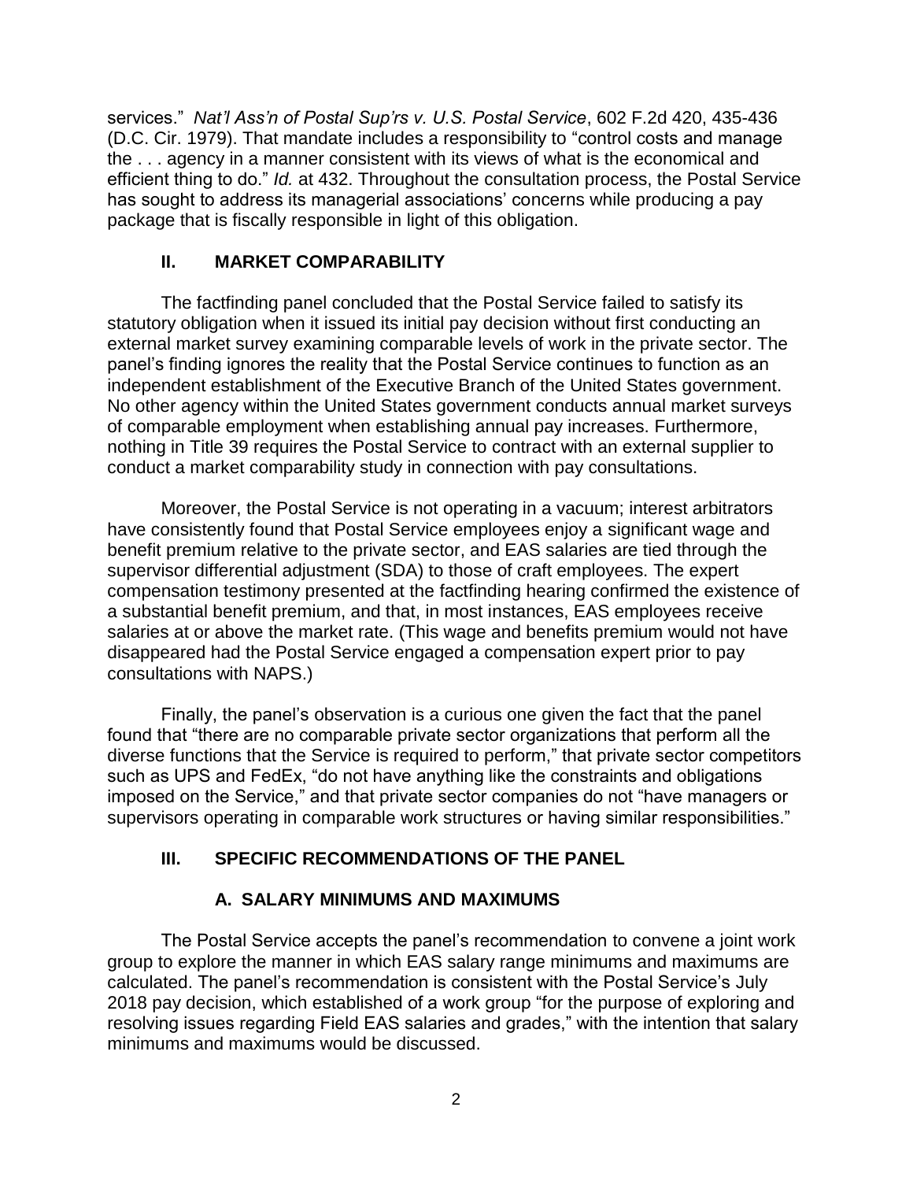services." *Nat'l Ass'n of Postal Sup'rs v. U.S. Postal Service*, 602 F.2d 420, 435-436 (D.C. Cir. 1979). That mandate includes a responsibility to "control costs and manage the . . . agency in a manner consistent with its views of what is the economical and efficient thing to do." *Id.* at 432. Throughout the consultation process, the Postal Service has sought to address its managerial associations' concerns while producing a pay package that is fiscally responsible in light of this obligation.

## II. MARKET COMPARABILITY

The factfinding panel concluded that the Postal Service failed to satisfy its statutory obligation when it issued its initial pay decision without first conducting an external market survey examining comparable levels of work in the private sector. The panel's finding ignores the reality that the Postal Service continues to function as an independent establishment of the Executive Branch of the United States government. No other agency within the United States government conducts annual market surveys of comparable employment when establishing annual pay increases. Furthermore, nothing in Title 39 requires the Postal Service to contract with an external supplier to conduct a market comparability study in connection with pay consultations.

Moreover, the Postal Service is not operating in a vacuum; interest arbitrators have consistently found that Postal Service employees enjoy a significant wage and benefit premium relative to the private sector, and EAS salaries are tied through the supervisor differential adjustment (SDA) to those of craft employees. The expert compensation testimony presented at the factfinding hearing confirmed the existence of a substantial benefit premium, and that, in most instances, EAS employees receive salaries at or above the market rate. (This wage and benefits premium would not have disappeared had the Postal Service engaged a compensation expert prior to pay consultations with NAPS.)

Finally, the panel's observation is a curious one given the fact that the panel found that "there are no comparable private sector organizations that perform all the diverse functions that the Service is required to perform," that private sector competitors such as UPS and FedEx, "do not have anything like the constraints and obligations imposed on the Service," and that private sector companies do not "have managers or supervisors operating in comparable work structures or having similar responsibilities."

## III. SPECIFIC RECOMMENDATIONS OF THE PANEL

### A. SALARY MINIMUMS AND MAXIMUMS

The Postal Service accepts the panel's recommendation to convene a joint work group to explore the manner in which EAS salary range minimums and maximums are calculated. The panel's recommendation is consistent with the Postal Service's July 2018 pay decision, which established of a work group "for the purpose of exploring and resolving issues regarding Field EAS salaries and grades," with the intention that salary minimums and maximums would be discussed.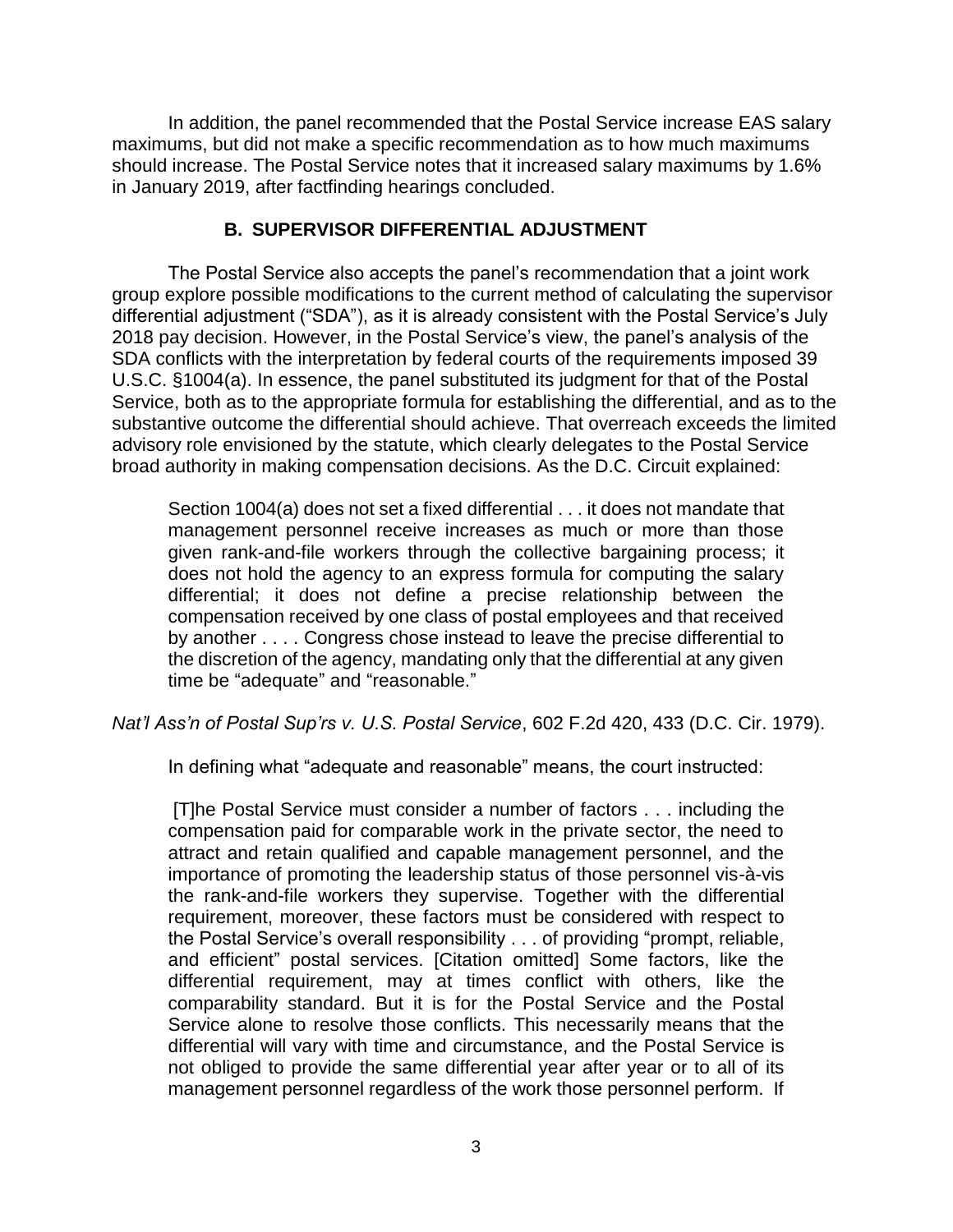In addition, the panel recommended that the Postal Service increase EAS salary maximums, but did not make a specific recommendation as to how much maximums should increase. The Postal Service notes that it increased salary maximums by 1.6% in January 2019, after factfinding hearings concluded.

### B. SUPERVISOR DIFFERENTIAL ADJUSTMENT

The Postal Service also accepts the panel's recommendation that a joint work group explore possible modifications to the current method of calculating the supervisor differential adjustment ("SDA"), as it is already consistent with the Postal Service's July 2018 pay decision. However, in the Postal Service's view, the panel's analysis of the SDA conflicts with the interpretation by federal courts of the requirements imposed 39 U.S.C. §1004(a). In essence, the panel substituted its judgment for that of the Postal Service, both as to the appropriate formula for establishing the differential, and as to the substantive outcome the differential should achieve. That overreach exceeds the limited advisory role envisioned by the statute, which clearly delegates to the Postal Service broad authority in making compensation decisions. As the D.C. Circuit explained:

> Section 1004(a) does not set a fixed differential . . . it does not mandate that management personnel receive increases as much or more than those given rank-and-file workers through the collective bargaining process; it does not hold the agency to an express formula for computing the salary differential; it does not define a precise relationship between the compensation received by one class of postal employees and that received by another . . . . Congress chose instead to leave the precise differential to the discretion of the agency, mandating only that the differential at any given time be "adequate" and "reasonable."

*Nat'l Ass'n of Postal Sup'rs v. U.S. Postal Service*, 602 F.2d 420, 433 (D.C. Cir. 1979).

In defining what "adequate and reasonable" means, the court instructed:

> [T]he Postal Service must consider a number of factors . . . including the compensation paid for comparable work in the private sector, the need to attract and retain qualified and capable management personnel, and the importance of promoting the leadership status of those personnel vis-à-vis the rank-and-file workers they supervise. Together with the differential requirement, moreover, these factors must be considered with respect to the Postal Service's overall responsibility . . . of providing "prompt, reliable, and efficient" postal services. [Citation omitted] Some factors, like the differential requirement, may at times conflict with others, like the comparability standard. But it is for the Postal Service and the Postal Service alone to resolve those conflicts. This necessarily means that the differential will vary with time and circumstance, and the Postal Service is not obliged to provide the same differential year after year or to all of its management personnel regardless of the work those personnel perform. If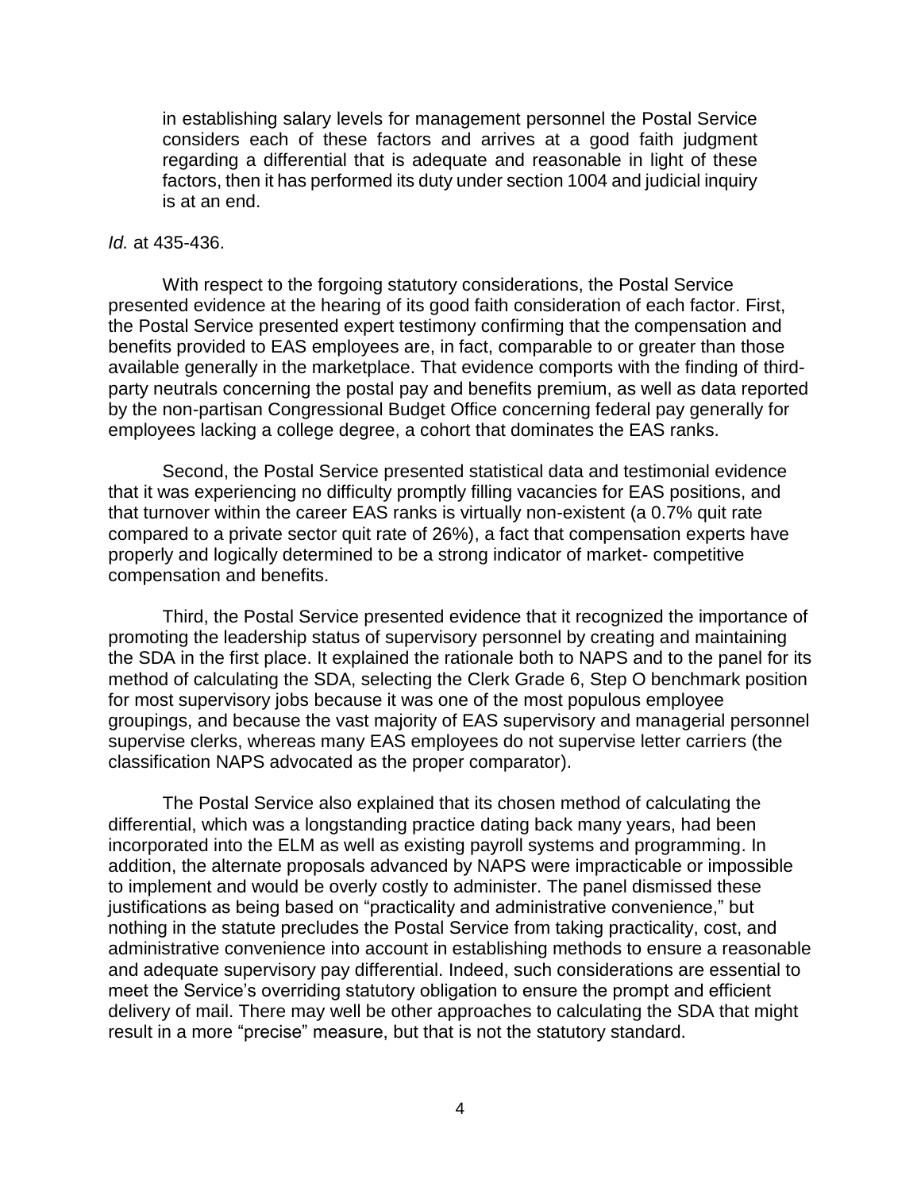> in establishing salary levels for management personnel the Postal Service considers each of these factors and arrives at a good faith judgment regarding a differential that is adequate and reasonable in light of these factors, then it has performed its duty under section 1004 and judicial inquiry is at an end.

*Id.* at 435-436.

With respect to the forgoing statutory considerations, the Postal Service presented evidence at the hearing of its good faith consideration of each factor. First, the Postal Service presented expert testimony confirming that the compensation and benefits provided to EAS employees are, in fact, comparable to or greater than those available generally in the marketplace. That evidence comports with the finding of third-party neutrals concerning the postal pay and benefits premium, as well as data reported by the non-partisan Congressional Budget Office concerning federal pay generally for employees lacking a college degree, a cohort that dominates the EAS ranks.

Second, the Postal Service presented statistical data and testimonial evidence that it was experiencing no difficulty promptly filling vacancies for EAS positions, and that turnover within the career EAS ranks is virtually non-existent (a 0.7% quit rate compared to a private sector quit rate of 26%), a fact that compensation experts have properly and logically determined to be a strong indicator of market- competitive compensation and benefits.

Third, the Postal Service presented evidence that it recognized the importance of promoting the leadership status of supervisory personnel by creating and maintaining the SDA in the first place. It explained the rationale both to NAPS and to the panel for its method of calculating the SDA, selecting the Clerk Grade 6, Step O benchmark position for most supervisory jobs because it was one of the most populous employee groupings, and because the vast majority of EAS supervisory and managerial personnel supervise clerks, whereas many EAS employees do not supervise letter carriers (the classification NAPS advocated as the proper comparator).

The Postal Service also explained that its chosen method of calculating the differential, which was a longstanding practice dating back many years, had been incorporated into the ELM as well as existing payroll systems and programming. In addition, the alternate proposals advanced by NAPS were impracticable or impossible to implement and would be overly costly to administer. The panel dismissed these justifications as being based on "practicality and administrative convenience," but nothing in the statute precludes the Postal Service from taking practicality, cost, and administrative convenience into account in establishing methods to ensure a reasonable and adequate supervisory pay differential. Indeed, such considerations are essential to meet the Service's overriding statutory obligation to ensure the prompt and efficient delivery of mail. There may well be other approaches to calculating the SDA that might result in a more "precise" measure, but that is not the statutory standard.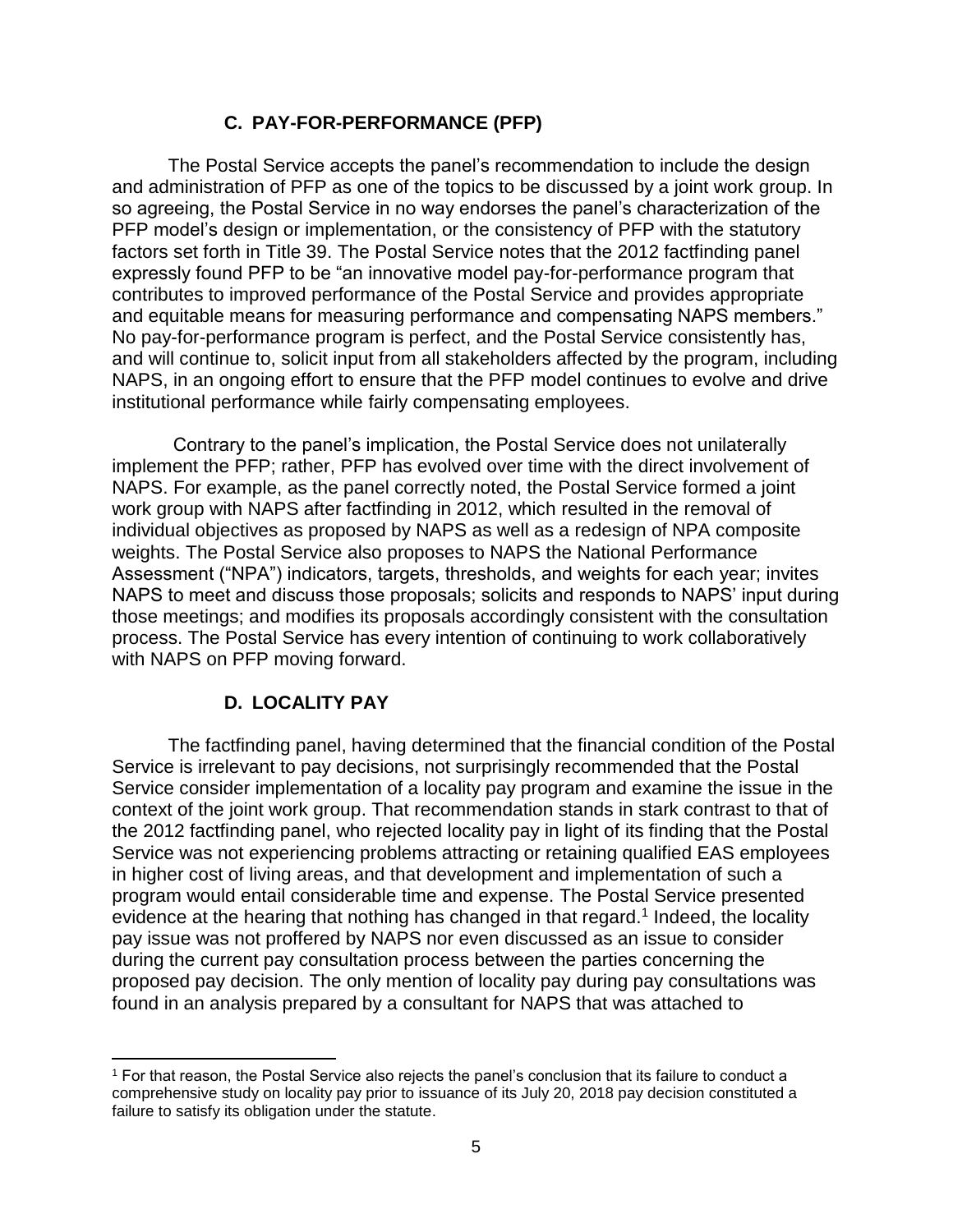### C. PAY-FOR-PERFORMANCE (PFP)

The Postal Service accepts the panel's recommendation to include the design and administration of PFP as one of the topics to be discussed by a joint work group. In so agreeing, the Postal Service in no way endorses the panel's characterization of the PFP model's design or implementation, or the consistency of PFP with the statutory factors set forth in Title 39. The Postal Service notes that the 2012 factfinding panel expressly found PFP to be "an innovative model pay-for-performance program that contributes to improved performance of the Postal Service and provides appropriate and equitable means for measuring performance and compensating NAPS members." No pay-for-performance program is perfect, and the Postal Service consistently has, and will continue to, solicit input from all stakeholders affected by the program, including NAPS, in an ongoing effort to ensure that the PFP model continues to evolve and drive institutional performance while fairly compensating employees.

Contrary to the panel's implication, the Postal Service does not unilaterally implement the PFP; rather, PFP has evolved over time with the direct involvement of NAPS. For example, as the panel correctly noted, the Postal Service formed a joint work group with NAPS after factfinding in 2012, which resulted in the removal of individual objectives as proposed by NAPS as well as a redesign of NPA composite weights. The Postal Service also proposes to NAPS the National Performance Assessment ("NPA") indicators, targets, thresholds, and weights for each year; invites NAPS to meet and discuss those proposals; solicits and responds to NAPS' input during those meetings; and modifies its proposals accordingly consistent with the consultation process. The Postal Service has every intention of continuing to work collaboratively with NAPS on PFP moving forward.

### D. LOCALITY PAY

The factfinding panel, having determined that the financial condition of the Postal Service is irrelevant to pay decisions, not surprisingly recommended that the Postal Service consider implementation of a locality pay program and examine the issue in the context of the joint work group. That recommendation stands in stark contrast to that of the 2012 factfinding panel, who rejected locality pay in light of its finding that the Postal Service was not experiencing problems attracting or retaining qualified EAS employees in higher cost of living areas, and that development and implementation of such a program would entail considerable time and expense. The Postal Service presented evidence at the hearing that nothing has changed in that regard.[1] Indeed, the locality pay issue was not proffered by NAPS nor even discussed as an issue to consider during the current pay consultation process between the parties concerning the proposed pay decision. The only mention of locality pay during pay consultations was found in an analysis prepared by a consultant for NAPS that was attached to

---

[1] For that reason, the Postal Service also rejects the panel's conclusion that its failure to conduct a comprehensive study on locality pay prior to issuance of its July 20, 2018 pay decision constituted a failure to satisfy its obligation under the statute.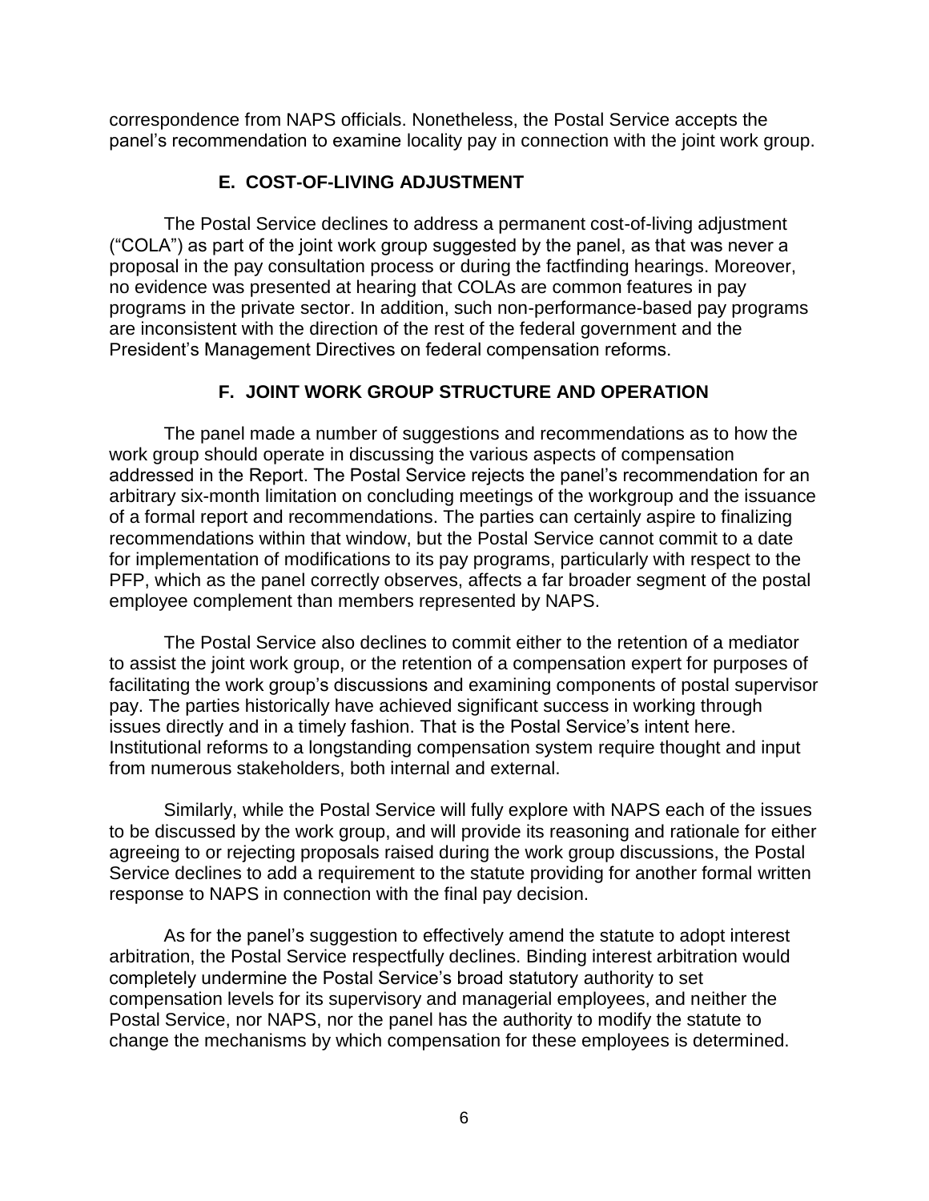correspondence from NAPS officials. Nonetheless, the Postal Service accepts the panel's recommendation to examine locality pay in connection with the joint work group.

### E. COST-OF-LIVING ADJUSTMENT

The Postal Service declines to address a permanent cost-of-living adjustment ("COLA") as part of the joint work group suggested by the panel, as that was never a proposal in the pay consultation process or during the factfinding hearings. Moreover, no evidence was presented at hearing that COLAs are common features in pay programs in the private sector. In addition, such non-performance-based pay programs are inconsistent with the direction of the rest of the federal government and the President's Management Directives on federal compensation reforms.

### F. JOINT WORK GROUP STRUCTURE AND OPERATION

The panel made a number of suggestions and recommendations as to how the work group should operate in discussing the various aspects of compensation addressed in the Report. The Postal Service rejects the panel's recommendation for an arbitrary six-month limitation on concluding meetings of the workgroup and the issuance of a formal report and recommendations. The parties can certainly aspire to finalizing recommendations within that window, but the Postal Service cannot commit to a date for implementation of modifications to its pay programs, particularly with respect to the PFP, which as the panel correctly observes, affects a far broader segment of the postal employee complement than members represented by NAPS.

The Postal Service also declines to commit either to the retention of a mediator to assist the joint work group, or the retention of a compensation expert for purposes of facilitating the work group's discussions and examining components of postal supervisor pay. The parties historically have achieved significant success in working through issues directly and in a timely fashion. That is the Postal Service's intent here. Institutional reforms to a longstanding compensation system require thought and input from numerous stakeholders, both internal and external.

Similarly, while the Postal Service will fully explore with NAPS each of the issues to be discussed by the work group, and will provide its reasoning and rationale for either agreeing to or rejecting proposals raised during the work group discussions, the Postal Service declines to add a requirement to the statute providing for another formal written response to NAPS in connection with the final pay decision.

As for the panel's suggestion to effectively amend the statute to adopt interest arbitration, the Postal Service respectfully declines. Binding interest arbitration would completely undermine the Postal Service's broad statutory authority to set compensation levels for its supervisory and managerial employees, and neither the Postal Service, nor NAPS, nor the panel has the authority to modify the statute to change the mechanisms by which compensation for these employees is determined.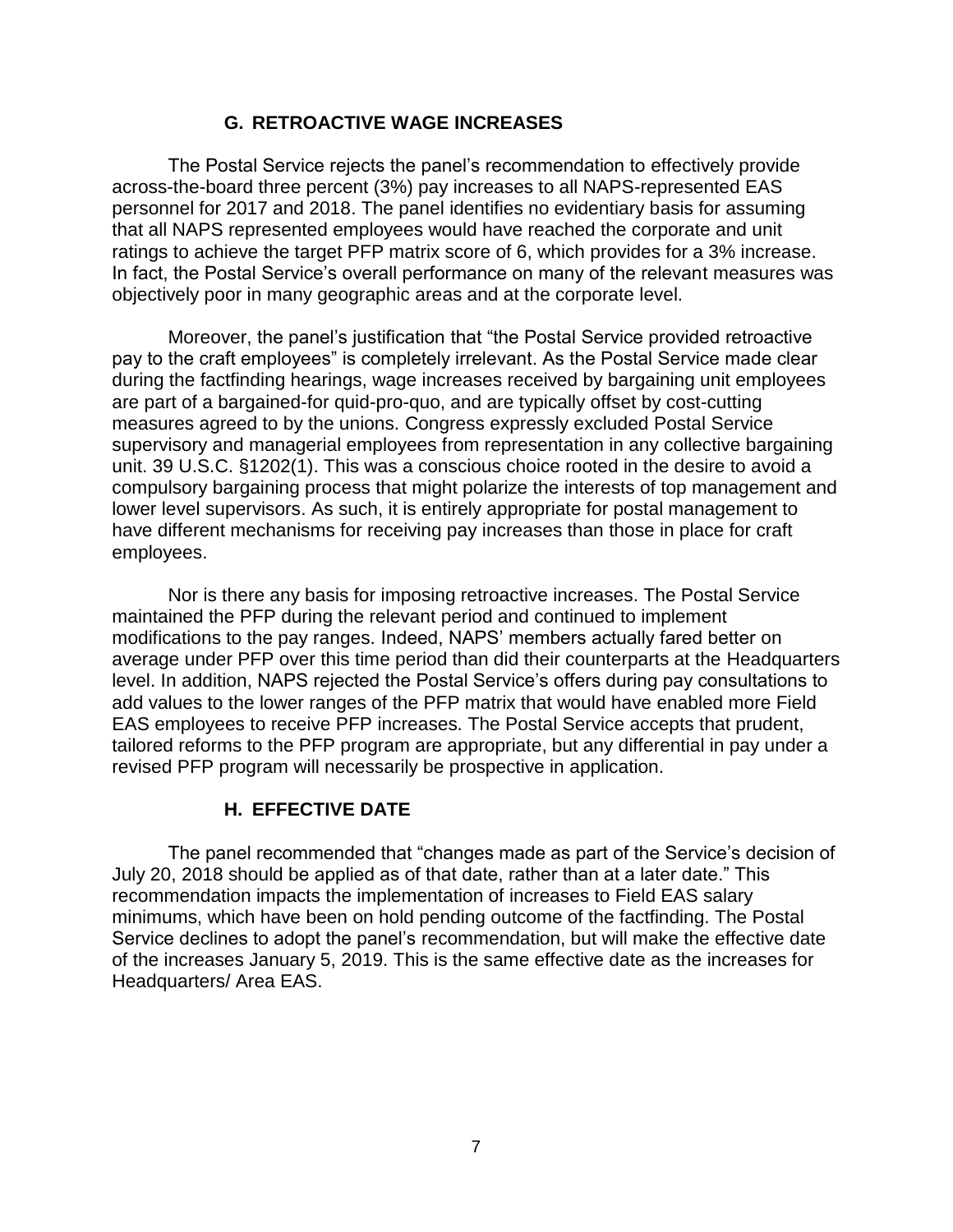### G. RETROACTIVE WAGE INCREASES

The Postal Service rejects the panel's recommendation to effectively provide across-the-board three percent (3%) pay increases to all NAPS-represented EAS personnel for 2017 and 2018. The panel identifies no evidentiary basis for assuming that all NAPS represented employees would have reached the corporate and unit ratings to achieve the target PFP matrix score of 6, which provides for a 3% increase. In fact, the Postal Service's overall performance on many of the relevant measures was objectively poor in many geographic areas and at the corporate level.

Moreover, the panel's justification that "the Postal Service provided retroactive pay to the craft employees" is completely irrelevant. As the Postal Service made clear during the factfinding hearings, wage increases received by bargaining unit employees are part of a bargained-for quid-pro-quo, and are typically offset by cost-cutting measures agreed to by the unions. Congress expressly excluded Postal Service supervisory and managerial employees from representation in any collective bargaining unit. 39 U.S.C. §1202(1). This was a conscious choice rooted in the desire to avoid a compulsory bargaining process that might polarize the interests of top management and lower level supervisors. As such, it is entirely appropriate for postal management to have different mechanisms for receiving pay increases than those in place for craft employees.

Nor is there any basis for imposing retroactive increases. The Postal Service maintained the PFP during the relevant period and continued to implement modifications to the pay ranges. Indeed, NAPS' members actually fared better on average under PFP over this time period than did their counterparts at the Headquarters level. In addition, NAPS rejected the Postal Service's offers during pay consultations to add values to the lower ranges of the PFP matrix that would have enabled more Field EAS employees to receive PFP increases. The Postal Service accepts that prudent, tailored reforms to the PFP program are appropriate, but any differential in pay under a revised PFP program will necessarily be prospective in application.

### H. EFFECTIVE DATE

The panel recommended that "changes made as part of the Service's decision of July 20, 2018 should be applied as of that date, rather than at a later date." This recommendation impacts the implementation of increases to Field EAS salary minimums, which have been on hold pending outcome of the factfinding. The Postal Service declines to adopt the panel's recommendation, but will make the effective date of the increases January 5, 2019. This is the same effective date as the increases for Headquarters/ Area EAS.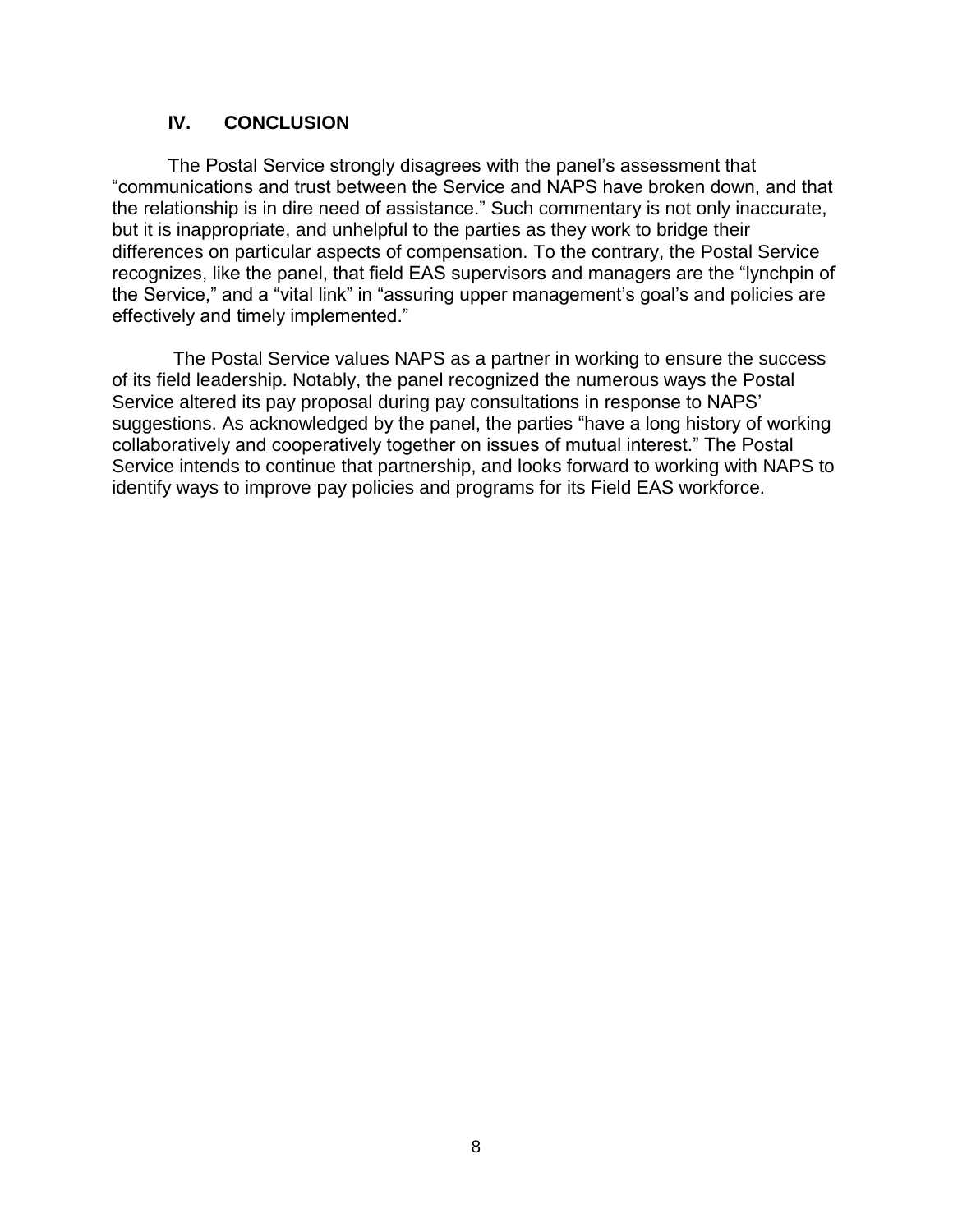## IV. CONCLUSION

The Postal Service strongly disagrees with the panel's assessment that "communications and trust between the Service and NAPS have broken down, and that the relationship is in dire need of assistance." Such commentary is not only inaccurate, but it is inappropriate, and unhelpful to the parties as they work to bridge their differences on particular aspects of compensation. To the contrary, the Postal Service recognizes, like the panel, that field EAS supervisors and managers are the "lynchpin of the Service," and a "vital link" in "assuring upper management's goal's and policies are effectively and timely implemented."

The Postal Service values NAPS as a partner in working to ensure the success of its field leadership. Notably, the panel recognized the numerous ways the Postal Service altered its pay proposal during pay consultations in response to NAPS' suggestions. As acknowledged by the panel, the parties "have a long history of working collaboratively and cooperatively together on issues of mutual interest." The Postal Service intends to continue that partnership, and looks forward to working with NAPS to identify ways to improve pay policies and programs for its Field EAS workforce.